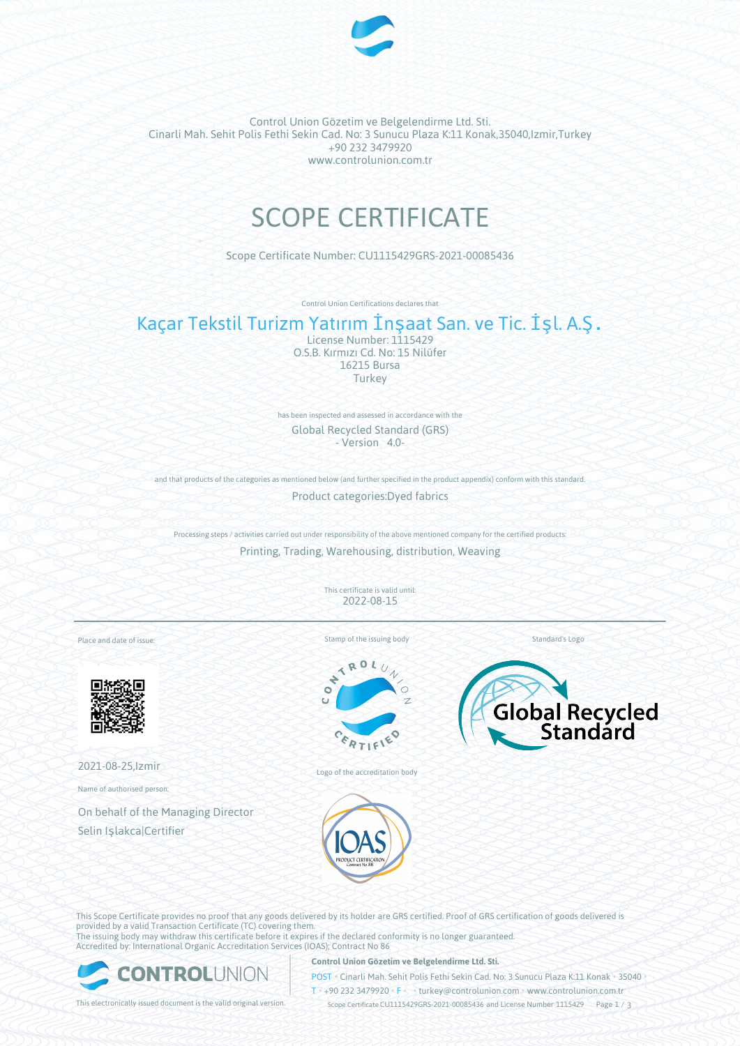Control Union Gözetim ve Belgelendirme Ltd. Sti.
Cinarli Mah. Sehit Polis Fethi Sekin Cad. No: 3 Sunucu Plaza K:11 Konak,35040,Izmir,Turkey
+90 232 3479920
www.controlunion.com.tr

# SCOPE CERTIFICATE

Scope Certificate Number: CU1115429GRS-2021-00085436

Control Union Certifications declares that

## Kaçar Tekstil Turizm Yatırım İnşaat San. ve Tic. İşl. A.Ş.

License Number: 1115429
O.S.B. Kırmızı Cd. No: 15 Nilüfer
16215 Bursa
Turkey

has been inspected and assessed in accordance with the

Global Recycled Standard (GRS)
- Version 4.0-

and that products of the categories as mentioned below (and further specified in the product appendix) conform with this standard.

Product categories:Dyed fabrics

Processing steps / activities carried out under responsibility of the above mentioned company for the certified products:

Printing, Trading, Warehousing, distribution, Weaving

This certificate is valid until:
2022-08-15

---

Place and date of issue:

2021-08-25,Izmir

Name of authorised person:

On behalf of the Managing Director
Selin Işlakca|Certifier

Stamp of the issuing body

Logo of the accreditation body

Standard's Logo

This Scope Certificate provides no proof that any goods delivered by its holder are GRS certified. Proof of GRS certification of goods delivered is provided by a valid Transaction Certificate (TC) covering them.
The issuing body may withdraw this certificate before it expires if the declared conformity is no longer guaranteed.
Accredited by: International Organic Accreditation Services (IOAS); Contract No 86

**Control Union Gözetim ve Belgelendirme Ltd. Sti.**
POST • Cinarli Mah. Sehit Polis Fethi Sekin Cad. No: 3 Sunucu Plaza K:11 Konak • 35040 •
T • +90 232 3479920 • F • • turkey@controlunion.com • www.controlunion.com.tr

This electronically issued document is the valid original version.

Scope Certificate CU1115429GRS-2021-00085436 and License Number 1115429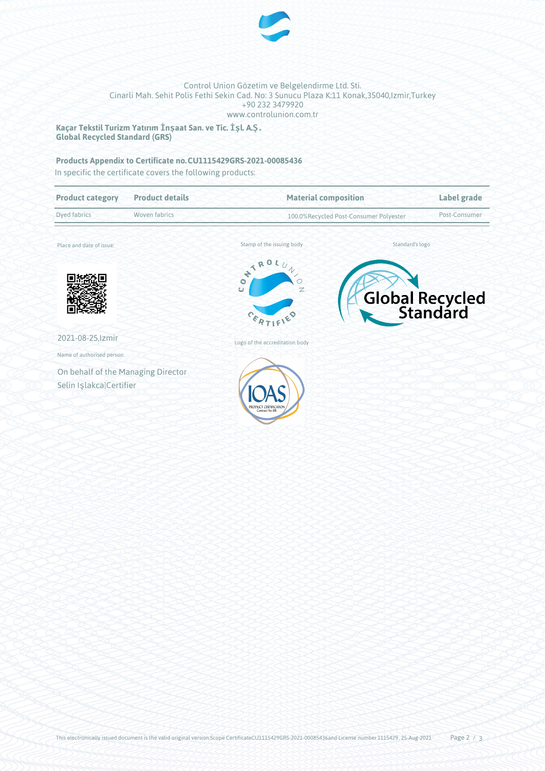Control Union Gözetim ve Belgelendirme Ltd. Sti.
Cinarli Mah. Sehit Polis Fethi Sekin Cad. No: 3 Sunucu Plaza K:11 Konak,35040,Izmir,Turkey
+90 232 3479920
www.controlunion.com.tr

**Kaçar Tekstil Turizm Yatırım İnşaat San. ve Tic. İşl. A.Ş.**
**Global Recycled Standard (GRS)**

**Products Appendix to Certificate no. CU1115429GRS-2021-00085436**

In specific the certificate covers the following products:

| Product category | Product details | Material composition | Label grade |
|---|---|---|---|
| Dyed fabrics | Woven fabrics | 100.0%Recycled Post-Consumer Polyester | Post-Consumer |

Place and date of issue:

2021-08-25,Izmir

Name of authorised person:

On behalf of the Managing Director
Selin Işlakca|Certifier

Stamp of the issuing body

Logo of the accreditation body

Standard's logo

This electronically issued document is the valid original version.Scope CertificateCU1115429GRS-2021-00085436and License number 1115429 , 25-Aug-2021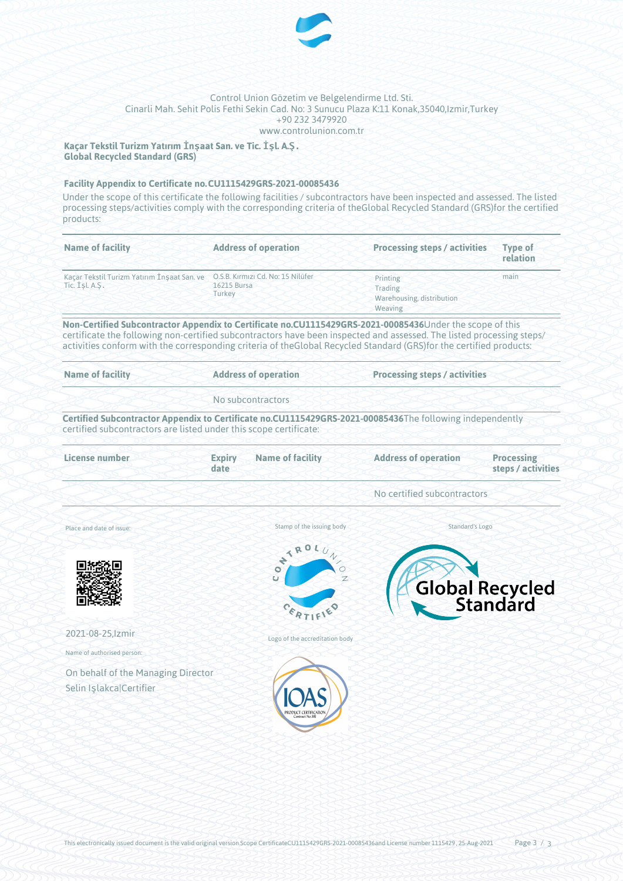Control Union Gözetim ve Belgelendirme Ltd. Sti.
Cinarli Mah. Sehit Polis Fethi Sekin Cad. No: 3 Sunucu Plaza K:11 Konak,35040,Izmir,Turkey
+90 232 3479920
www.controlunion.com.tr

**Kaçar Tekstil Turizm Yatırım İnşaat San. ve Tic. İşl. A.Ş.**
**Global Recycled Standard (GRS)**

### Facility Appendix to Certificate no. CU1115429GRS-2021-00085436

Under the scope of this certificate the following facilities / subcontractors have been inspected and assessed. The listed processing steps/activities comply with the corresponding criteria of theGlobal Recycled Standard (GRS)for the certified products:

| Name of facility | Address of operation | Processing steps / activities | Type of relation |
|---|---|---|---|
| Kaçar Tekstil Turizm Yatırım İnşaat San. ve Tic. İşl. A.Ş. | O.S.B. Kırmızı Cd. No: 15 Nilüfer 16215 Bursa Turkey | Printing<br>Trading<br>Warehousing, distribution<br>Weaving | main |

**Non-Certified Subcontractor Appendix to Certificate no.CU1115429GRS-2021-00085436**Under the scope of this certificate the following non-certified subcontractors have been inspected and assessed. The listed processing steps/ activities conform with the corresponding criteria of theGlobal Recycled Standard (GRS)for the certified products:

| Name of facility | Address of operation | Processing steps / activities |
|---|---|---|
| | No subcontractors | |

**Certified Subcontractor Appendix to Certificate no.CU1115429GRS-2021-00085436**The following independently certified subcontractors are listed under this scope certificate:

| License number | Expiry date | Name of facility | Address of operation | Processing steps / activities |
|---|---|---|---|---|
| | | | No certified subcontractors | |

Place and date of issue:

2021-08-25,Izmir

Name of authorised person:

On behalf of the Managing Director
Selin Işlakca|Certifier

Stamp of the issuing body

Logo of the accreditation body

Standard's Logo

This electronically issued document is the valid original version.Scope CertificateCU1115429GRS-2021-00085436and License number 1115429, 25-Aug-2021